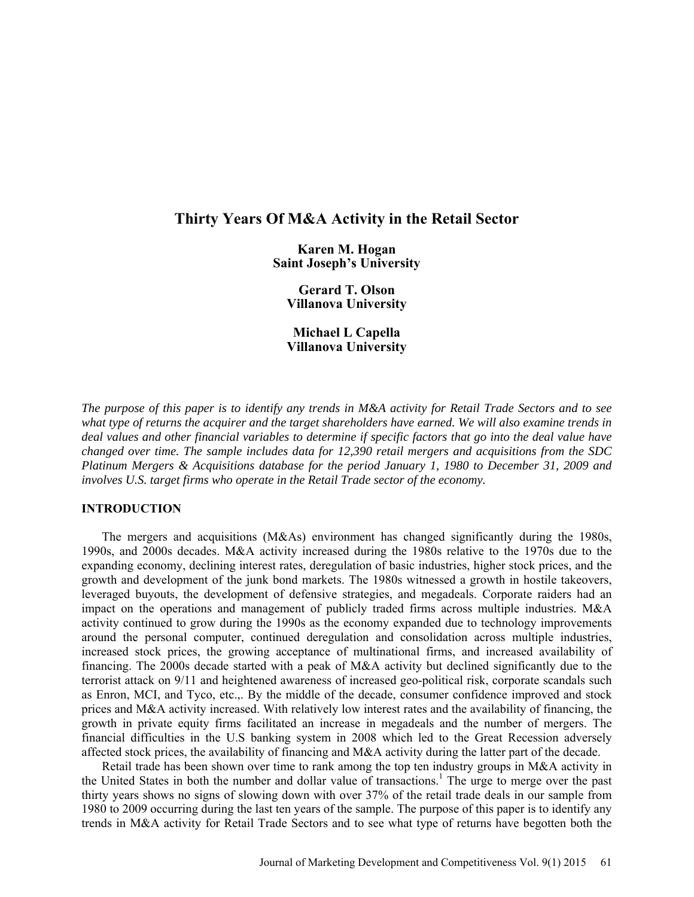# Thirty Years Of M&A Activity in the Retail Sector

**Karen M. Hogan**
**Saint Joseph's University**

**Gerard T. Olson**
**Villanova University**

**Michael L Capella**
**Villanova University**

*The purpose of this paper is to identify any trends in M&A activity for Retail Trade Sectors and to see what type of returns the acquirer and the target shareholders have earned. We will also examine trends in deal values and other financial variables to determine if specific factors that go into the deal value have changed over time. The sample includes data for 12,390 retail mergers and acquisitions from the SDC Platinum Mergers & Acquisitions database for the period January 1, 1980 to December 31, 2009 and involves U.S. target firms who operate in the Retail Trade sector of the economy.*

## INTRODUCTION

The mergers and acquisitions (M&As) environment has changed significantly during the 1980s, 1990s, and 2000s decades. M&A activity increased during the 1980s relative to the 1970s due to the expanding economy, declining interest rates, deregulation of basic industries, higher stock prices, and the growth and development of the junk bond markets. The 1980s witnessed a growth in hostile takeovers, leveraged buyouts, the development of defensive strategies, and megadeals. Corporate raiders had an impact on the operations and management of publicly traded firms across multiple industries. M&A activity continued to grow during the 1990s as the economy expanded due to technology improvements around the personal computer, continued deregulation and consolidation across multiple industries, increased stock prices, the growing acceptance of multinational firms, and increased availability of financing. The 2000s decade started with a peak of M&A activity but declined significantly due to the terrorist attack on 9/11 and heightened awareness of increased geo-political risk, corporate scandals such as Enron, MCI, and Tyco, etc.,. By the middle of the decade, consumer confidence improved and stock prices and M&A activity increased. With relatively low interest rates and the availability of financing, the growth in private equity firms facilitated an increase in megadeals and the number of mergers. The financial difficulties in the U.S banking system in 2008 which led to the Great Recession adversely affected stock prices, the availability of financing and M&A activity during the latter part of the decade.

Retail trade has been shown over time to rank among the top ten industry groups in M&A activity in the United States in both the number and dollar value of transactions.[1] The urge to merge over the past thirty years shows no signs of slowing down with over 37% of the retail trade deals in our sample from 1980 to 2009 occurring during the last ten years of the sample. The purpose of this paper is to identify any trends in M&A activity for Retail Trade Sectors and to see what type of returns have begotten both the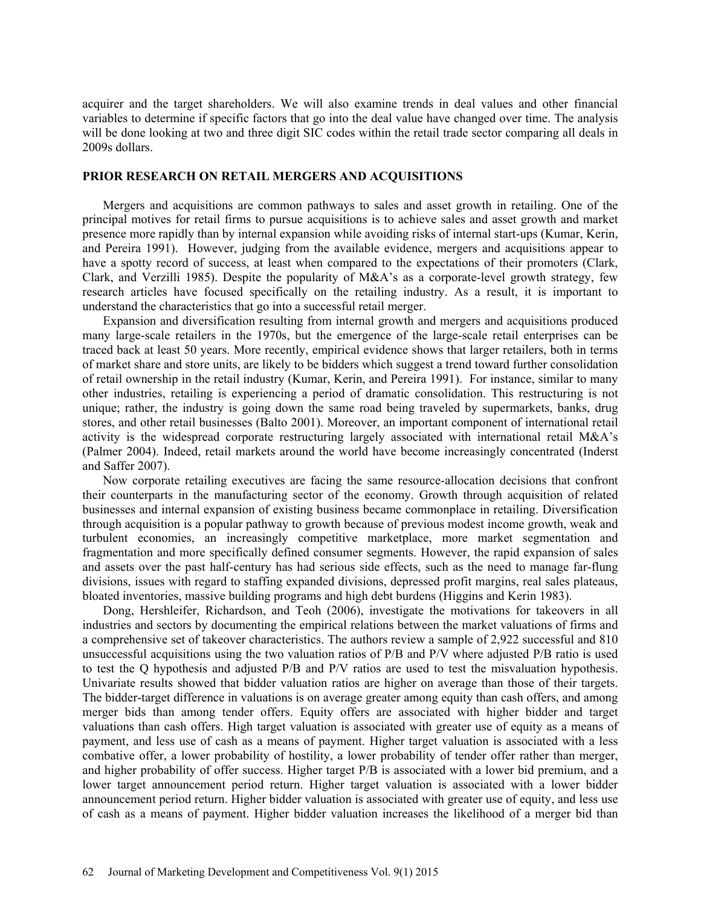acquirer and the target shareholders. We will also examine trends in deal values and other financial variables to determine if specific factors that go into the deal value have changed over time. The analysis will be done looking at two and three digit SIC codes within the retail trade sector comparing all deals in 2009s dollars.

## PRIOR RESEARCH ON RETAIL MERGERS AND ACQUISITIONS

Mergers and acquisitions are common pathways to sales and asset growth in retailing. One of the principal motives for retail firms to pursue acquisitions is to achieve sales and asset growth and market presence more rapidly than by internal expansion while avoiding risks of internal start-ups (Kumar, Kerin, and Pereira 1991). However, judging from the available evidence, mergers and acquisitions appear to have a spotty record of success, at least when compared to the expectations of their promoters (Clark, Clark, and Verzilli 1985). Despite the popularity of M&A's as a corporate-level growth strategy, few research articles have focused specifically on the retailing industry. As a result, it is important to understand the characteristics that go into a successful retail merger.

Expansion and diversification resulting from internal growth and mergers and acquisitions produced many large-scale retailers in the 1970s, but the emergence of the large-scale retail enterprises can be traced back at least 50 years. More recently, empirical evidence shows that larger retailers, both in terms of market share and store units, are likely to be bidders which suggest a trend toward further consolidation of retail ownership in the retail industry (Kumar, Kerin, and Pereira 1991). For instance, similar to many other industries, retailing is experiencing a period of dramatic consolidation. This restructuring is not unique; rather, the industry is going down the same road being traveled by supermarkets, banks, drug stores, and other retail businesses (Balto 2001). Moreover, an important component of international retail activity is the widespread corporate restructuring largely associated with international retail M&A's (Palmer 2004). Indeed, retail markets around the world have become increasingly concentrated (Inderst and Saffer 2007).

Now corporate retailing executives are facing the same resource-allocation decisions that confront their counterparts in the manufacturing sector of the economy. Growth through acquisition of related businesses and internal expansion of existing business became commonplace in retailing. Diversification through acquisition is a popular pathway to growth because of previous modest income growth, weak and turbulent economies, an increasingly competitive marketplace, more market segmentation and fragmentation and more specifically defined consumer segments. However, the rapid expansion of sales and assets over the past half-century has had serious side effects, such as the need to manage far-flung divisions, issues with regard to staffing expanded divisions, depressed profit margins, real sales plateaus, bloated inventories, massive building programs and high debt burdens (Higgins and Kerin 1983).

Dong, Hershleifer, Richardson, and Teoh (2006), investigate the motivations for takeovers in all industries and sectors by documenting the empirical relations between the market valuations of firms and a comprehensive set of takeover characteristics. The authors review a sample of 2,922 successful and 810 unsuccessful acquisitions using the two valuation ratios of P/B and P/V where adjusted P/B ratio is used to test the Q hypothesis and adjusted P/B and P/V ratios are used to test the misvaluation hypothesis. Univariate results showed that bidder valuation ratios are higher on average than those of their targets. The bidder-target difference in valuations is on average greater among equity than cash offers, and among merger bids than among tender offers. Equity offers are associated with higher bidder and target valuations than cash offers. High target valuation is associated with greater use of equity as a means of payment, and less use of cash as a means of payment. Higher target valuation is associated with a less combative offer, a lower probability of hostility, a lower probability of tender offer rather than merger, and higher probability of offer success. Higher target P/B is associated with a lower bid premium, and a lower target announcement period return. Higher target valuation is associated with a lower bidder announcement period return. Higher bidder valuation is associated with greater use of equity, and less use of cash as a means of payment. Higher bidder valuation increases the likelihood of a merger bid than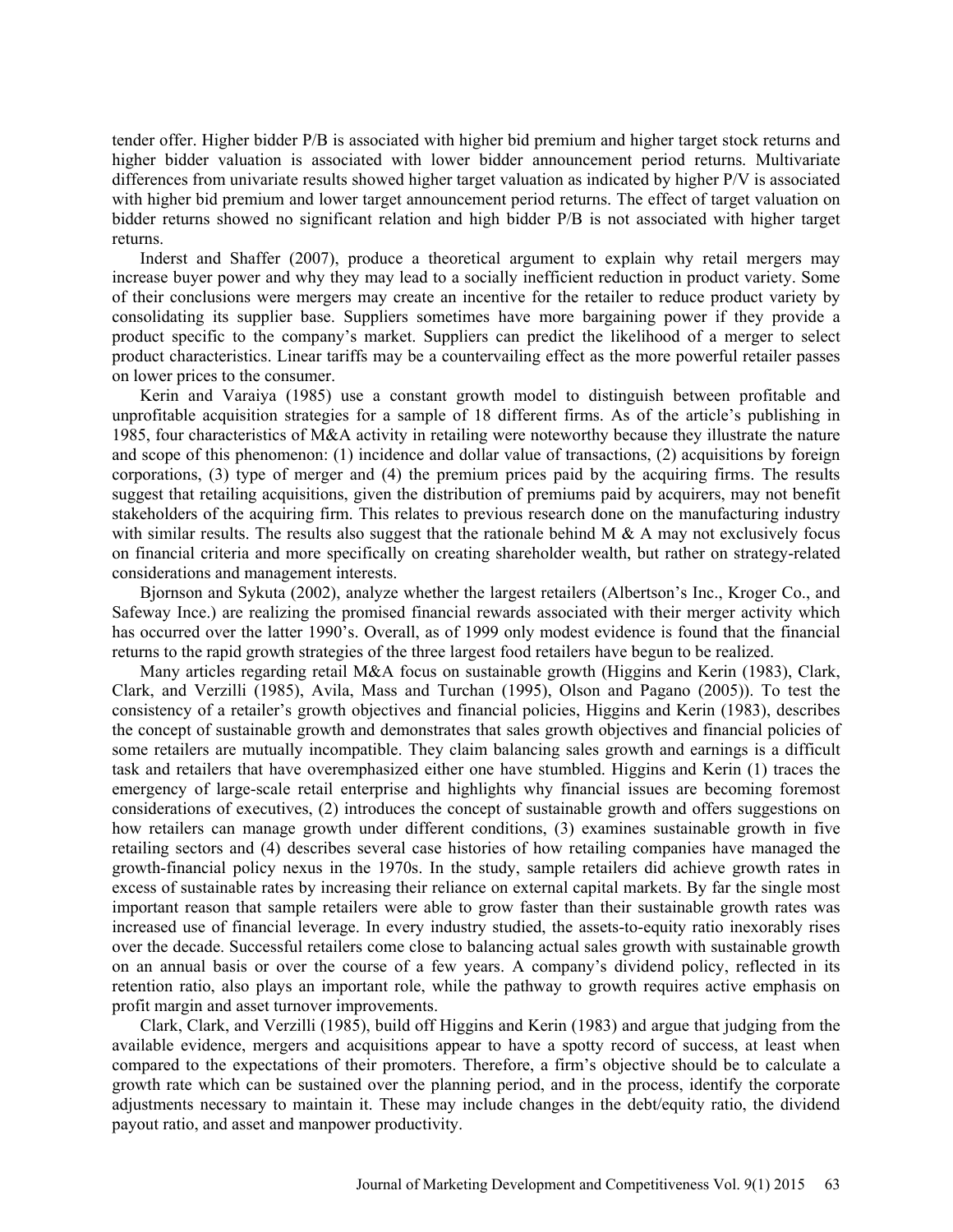tender offer. Higher bidder P/B is associated with higher bid premium and higher target stock returns and higher bidder valuation is associated with lower bidder announcement period returns. Multivariate differences from univariate results showed higher target valuation as indicated by higher P/V is associated with higher bid premium and lower target announcement period returns. The effect of target valuation on bidder returns showed no significant relation and high bidder P/B is not associated with higher target returns.

Inderst and Shaffer (2007), produce a theoretical argument to explain why retail mergers may increase buyer power and why they may lead to a socially inefficient reduction in product variety. Some of their conclusions were mergers may create an incentive for the retailer to reduce product variety by consolidating its supplier base. Suppliers sometimes have more bargaining power if they provide a product specific to the company's market. Suppliers can predict the likelihood of a merger to select product characteristics. Linear tariffs may be a countervailing effect as the more powerful retailer passes on lower prices to the consumer.

Kerin and Varaiya (1985) use a constant growth model to distinguish between profitable and unprofitable acquisition strategies for a sample of 18 different firms. As of the article's publishing in 1985, four characteristics of M&A activity in retailing were noteworthy because they illustrate the nature and scope of this phenomenon: (1) incidence and dollar value of transactions, (2) acquisitions by foreign corporations, (3) type of merger and (4) the premium prices paid by the acquiring firms. The results suggest that retailing acquisitions, given the distribution of premiums paid by acquirers, may not benefit stakeholders of the acquiring firm. This relates to previous research done on the manufacturing industry with similar results. The results also suggest that the rationale behind M & A may not exclusively focus on financial criteria and more specifically on creating shareholder wealth, but rather on strategy-related considerations and management interests.

Bjornson and Sykuta (2002), analyze whether the largest retailers (Albertson's Inc., Kroger Co., and Safeway Ince.) are realizing the promised financial rewards associated with their merger activity which has occurred over the latter 1990's. Overall, as of 1999 only modest evidence is found that the financial returns to the rapid growth strategies of the three largest food retailers have begun to be realized.

Many articles regarding retail M&A focus on sustainable growth (Higgins and Kerin (1983), Clark, Clark, and Verzilli (1985), Avila, Mass and Turchan (1995), Olson and Pagano (2005)). To test the consistency of a retailer's growth objectives and financial policies, Higgins and Kerin (1983), describes the concept of sustainable growth and demonstrates that sales growth objectives and financial policies of some retailers are mutually incompatible. They claim balancing sales growth and earnings is a difficult task and retailers that have overemphasized either one have stumbled. Higgins and Kerin (1) traces the emergency of large-scale retail enterprise and highlights why financial issues are becoming foremost considerations of executives, (2) introduces the concept of sustainable growth and offers suggestions on how retailers can manage growth under different conditions, (3) examines sustainable growth in five retailing sectors and (4) describes several case histories of how retailing companies have managed the growth-financial policy nexus in the 1970s. In the study, sample retailers did achieve growth rates in excess of sustainable rates by increasing their reliance on external capital markets. By far the single most important reason that sample retailers were able to grow faster than their sustainable growth rates was increased use of financial leverage. In every industry studied, the assets-to-equity ratio inexorably rises over the decade. Successful retailers come close to balancing actual sales growth with sustainable growth on an annual basis or over the course of a few years. A company's dividend policy, reflected in its retention ratio, also plays an important role, while the pathway to growth requires active emphasis on profit margin and asset turnover improvements.

Clark, Clark, and Verzilli (1985), build off Higgins and Kerin (1983) and argue that judging from the available evidence, mergers and acquisitions appear to have a spotty record of success, at least when compared to the expectations of their promoters. Therefore, a firm's objective should be to calculate a growth rate which can be sustained over the planning period, and in the process, identify the corporate adjustments necessary to maintain it. These may include changes in the debt/equity ratio, the dividend payout ratio, and asset and manpower productivity.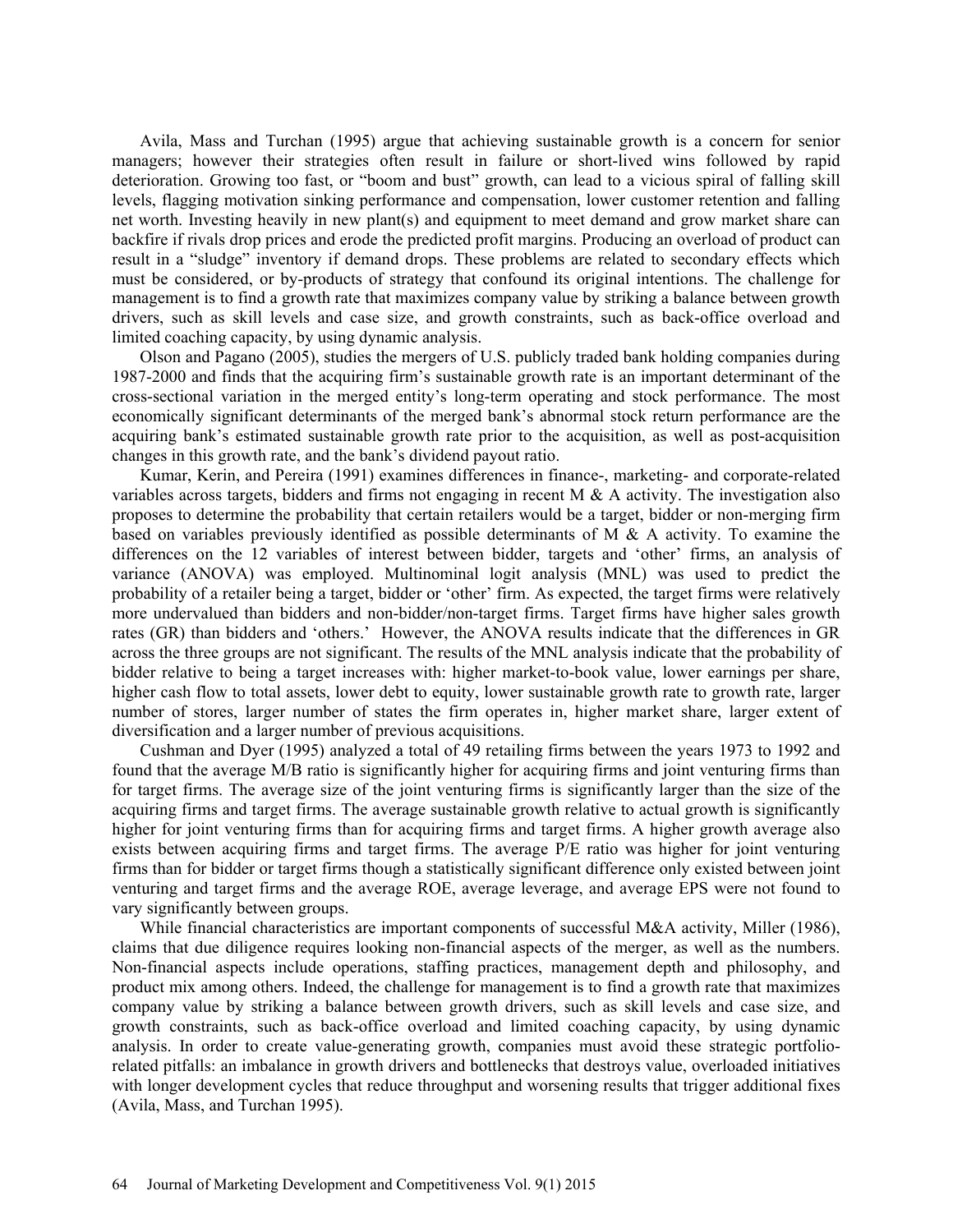Avila, Mass and Turchan (1995) argue that achieving sustainable growth is a concern for senior managers; however their strategies often result in failure or short-lived wins followed by rapid deterioration. Growing too fast, or "boom and bust" growth, can lead to a vicious spiral of falling skill levels, flagging motivation sinking performance and compensation, lower customer retention and falling net worth. Investing heavily in new plant(s) and equipment to meet demand and grow market share can backfire if rivals drop prices and erode the predicted profit margins. Producing an overload of product can result in a "sludge" inventory if demand drops. These problems are related to secondary effects which must be considered, or by-products of strategy that confound its original intentions. The challenge for management is to find a growth rate that maximizes company value by striking a balance between growth drivers, such as skill levels and case size, and growth constraints, such as back-office overload and limited coaching capacity, by using dynamic analysis.

Olson and Pagano (2005), studies the mergers of U.S. publicly traded bank holding companies during 1987-2000 and finds that the acquiring firm's sustainable growth rate is an important determinant of the cross-sectional variation in the merged entity's long-term operating and stock performance. The most economically significant determinants of the merged bank's abnormal stock return performance are the acquiring bank's estimated sustainable growth rate prior to the acquisition, as well as post-acquisition changes in this growth rate, and the bank's dividend payout ratio.

Kumar, Kerin, and Pereira (1991) examines differences in finance-, marketing- and corporate-related variables across targets, bidders and firms not engaging in recent M & A activity. The investigation also proposes to determine the probability that certain retailers would be a target, bidder or non-merging firm based on variables previously identified as possible determinants of M & A activity. To examine the differences on the 12 variables of interest between bidder, targets and 'other' firms, an analysis of variance (ANOVA) was employed. Multinominal logit analysis (MNL) was used to predict the probability of a retailer being a target, bidder or 'other' firm. As expected, the target firms were relatively more undervalued than bidders and non-bidder/non-target firms. Target firms have higher sales growth rates (GR) than bidders and 'others.' However, the ANOVA results indicate that the differences in GR across the three groups are not significant. The results of the MNL analysis indicate that the probability of bidder relative to being a target increases with: higher market-to-book value, lower earnings per share, higher cash flow to total assets, lower debt to equity, lower sustainable growth rate to growth rate, larger number of stores, larger number of states the firm operates in, higher market share, larger extent of diversification and a larger number of previous acquisitions.

Cushman and Dyer (1995) analyzed a total of 49 retailing firms between the years 1973 to 1992 and found that the average M/B ratio is significantly higher for acquiring firms and joint venturing firms than for target firms. The average size of the joint venturing firms is significantly larger than the size of the acquiring firms and target firms. The average sustainable growth relative to actual growth is significantly higher for joint venturing firms than for acquiring firms and target firms. A higher growth average also exists between acquiring firms and target firms. The average P/E ratio was higher for joint venturing firms than for bidder or target firms though a statistically significant difference only existed between joint venturing and target firms and the average ROE, average leverage, and average EPS were not found to vary significantly between groups.

While financial characteristics are important components of successful M&A activity, Miller (1986), claims that due diligence requires looking non-financial aspects of the merger, as well as the numbers. Non-financial aspects include operations, staffing practices, management depth and philosophy, and product mix among others. Indeed, the challenge for management is to find a growth rate that maximizes company value by striking a balance between growth drivers, such as skill levels and case size, and growth constraints, such as back-office overload and limited coaching capacity, by using dynamic analysis. In order to create value-generating growth, companies must avoid these strategic portfolio-related pitfalls: an imbalance in growth drivers and bottlenecks that destroys value, overloaded initiatives with longer development cycles that reduce throughput and worsening results that trigger additional fixes (Avila, Mass, and Turchan 1995).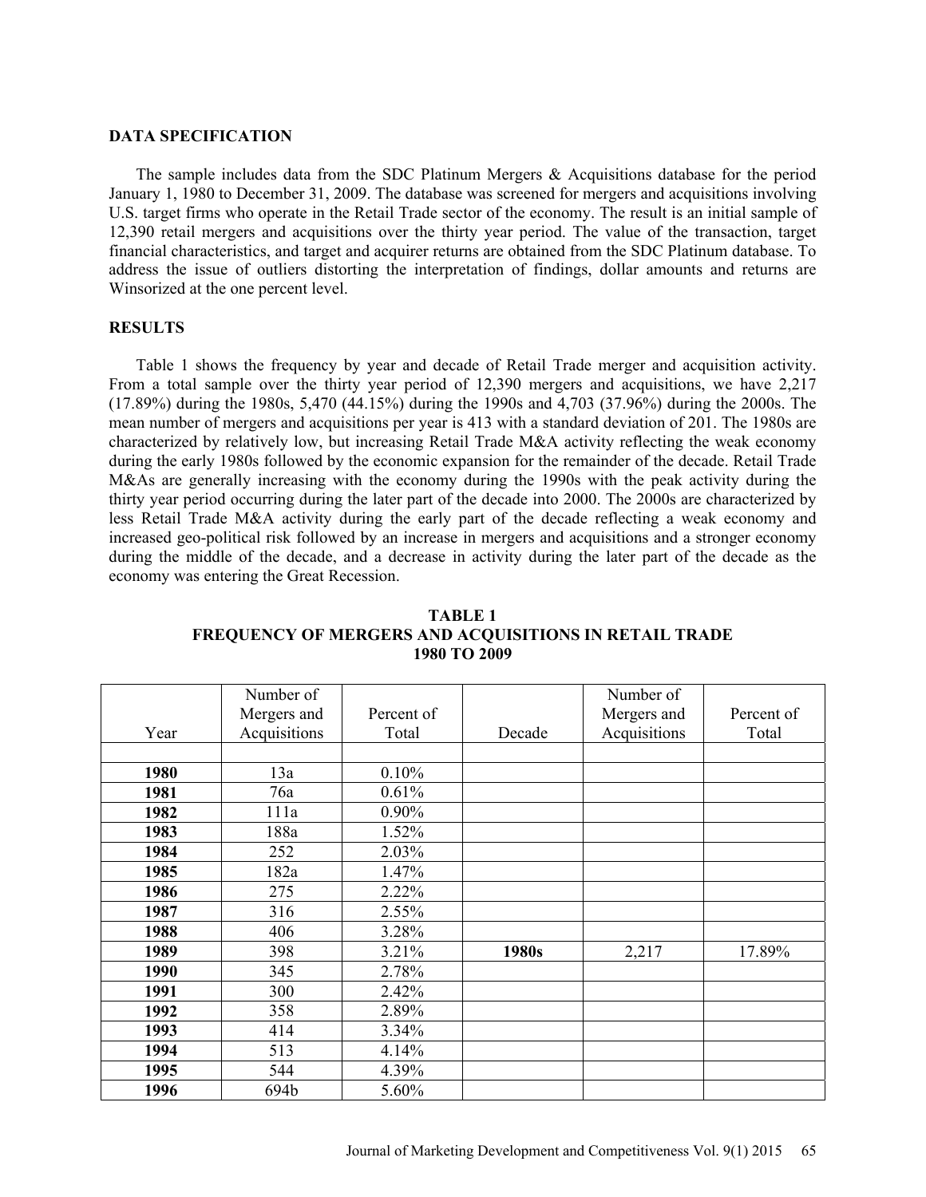## DATA SPECIFICATION

The sample includes data from the SDC Platinum Mergers & Acquisitions database for the period January 1, 1980 to December 31, 2009. The database was screened for mergers and acquisitions involving U.S. target firms who operate in the Retail Trade sector of the economy. The result is an initial sample of 12,390 retail mergers and acquisitions over the thirty year period. The value of the transaction, target financial characteristics, and target and acquirer returns are obtained from the SDC Platinum database. To address the issue of outliers distorting the interpretation of findings, dollar amounts and returns are Winsorized at the one percent level.

## RESULTS

Table 1 shows the frequency by year and decade of Retail Trade merger and acquisition activity. From a total sample over the thirty year period of 12,390 mergers and acquisitions, we have 2,217 (17.89%) during the 1980s, 5,470 (44.15%) during the 1990s and 4,703 (37.96%) during the 2000s. The mean number of mergers and acquisitions per year is 413 with a standard deviation of 201. The 1980s are characterized by relatively low, but increasing Retail Trade M&A activity reflecting the weak economy during the early 1980s followed by the economic expansion for the remainder of the decade. Retail Trade M&As are generally increasing with the economy during the 1990s with the peak activity during the thirty year period occurring during the later part of the decade into 2000. The 2000s are characterized by less Retail Trade M&A activity during the early part of the decade reflecting a weak economy and increased geo-political risk followed by an increase in mergers and acquisitions and a stronger economy during the middle of the decade, and a decrease in activity during the later part of the decade as the economy was entering the Great Recession.

**TABLE 1**
**FREQUENCY OF MERGERS AND ACQUISITIONS IN RETAIL TRADE**
**1980 TO 2009**

| Year | Number of Mergers and Acquisitions | Percent of Total | Decade | Number of Mergers and Acquisitions | Percent of Total |
|---|---|---|---|---|---|
| | | | | | |
| **1980** | 13a | 0.10% | | | |
| **1981** | 76a | 0.61% | | | |
| **1982** | 111a | 0.90% | | | |
| **1983** | 188a | 1.52% | | | |
| **1984** | 252 | 2.03% | | | |
| **1985** | 182a | 1.47% | | | |
| **1986** | 275 | 2.22% | | | |
| **1987** | 316 | 2.55% | | | |
| **1988** | 406 | 3.28% | | | |
| **1989** | 398 | 3.21% | **1980s** | 2,217 | 17.89% |
| **1990** | 345 | 2.78% | | | |
| **1991** | 300 | 2.42% | | | |
| **1992** | 358 | 2.89% | | | |
| **1993** | 414 | 3.34% | | | |
| **1994** | 513 | 4.14% | | | |
| **1995** | 544 | 4.39% | | | |
| **1996** | 694b | 5.60% | | | |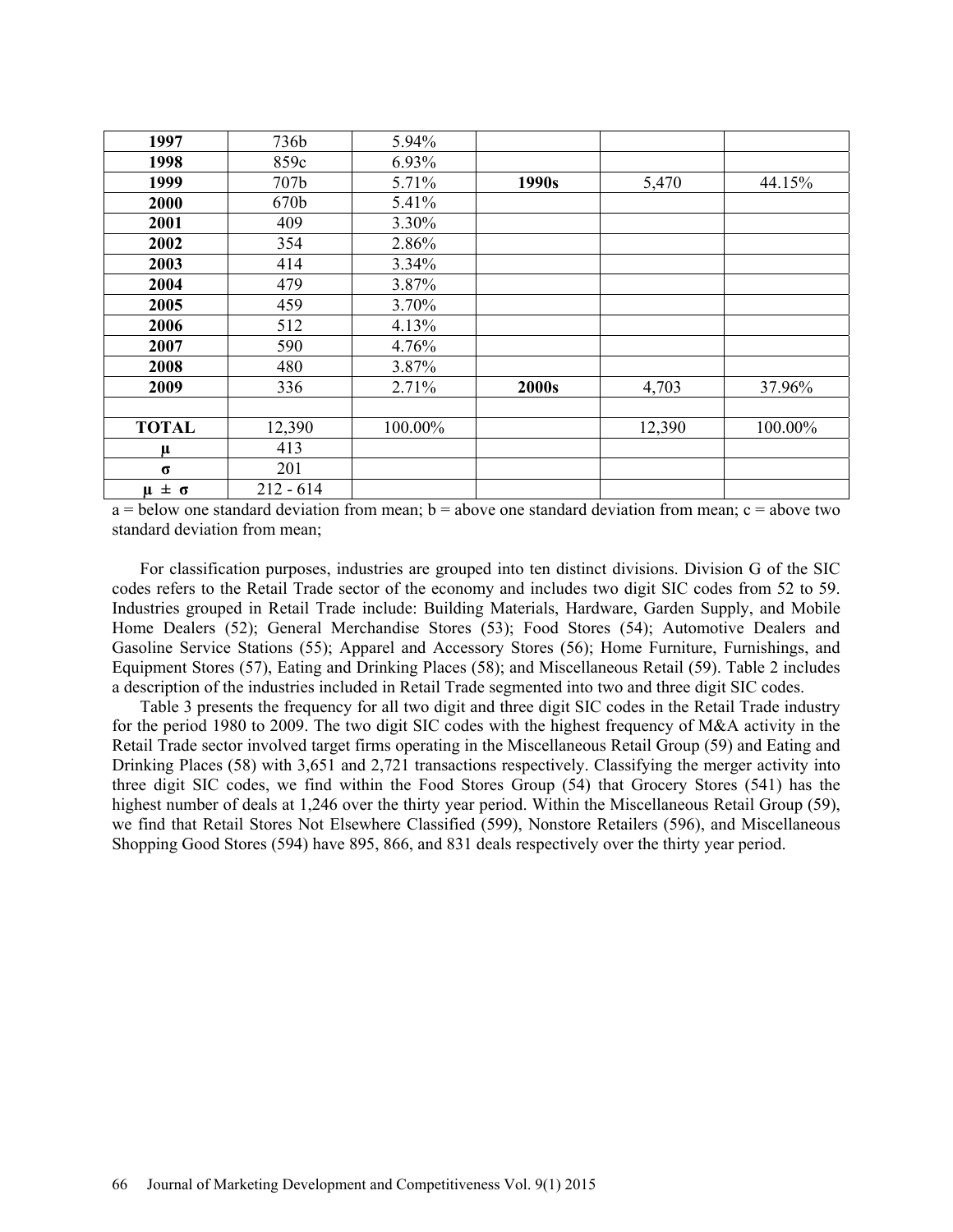| 1997 | 736b | 5.94% | | | |
|---|---|---|---|---|---|
| **1998** | 859c | 6.93% | | | |
| **1999** | 707b | 5.71% | **1990s** | 5,470 | 44.15% |
| **2000** | 670b | 5.41% | | | |
| **2001** | 409 | 3.30% | | | |
| **2002** | 354 | 2.86% | | | |
| **2003** | 414 | 3.34% | | | |
| **2004** | 479 | 3.87% | | | |
| **2005** | 459 | 3.70% | | | |
| **2006** | 512 | 4.13% | | | |
| **2007** | 590 | 4.76% | | | |
| **2008** | 480 | 3.87% | | | |
| **2009** | 336 | 2.71% | **2000s** | 4,703 | 37.96% |
| | | | | | |
| **TOTAL** | 12,390 | 100.00% | | 12,390 | 100.00% |
| **μ** | 413 | | | | |
| **σ** | 201 | | | | |
| **μ ± σ** | 212 - 614 | | | | |

a = below one standard deviation from mean; b = above one standard deviation from mean; c = above two standard deviation from mean;

For classification purposes, industries are grouped into ten distinct divisions. Division G of the SIC codes refers to the Retail Trade sector of the economy and includes two digit SIC codes from 52 to 59. Industries grouped in Retail Trade include: Building Materials, Hardware, Garden Supply, and Mobile Home Dealers (52); General Merchandise Stores (53); Food Stores (54); Automotive Dealers and Gasoline Service Stations (55); Apparel and Accessory Stores (56); Home Furniture, Furnishings, and Equipment Stores (57), Eating and Drinking Places (58); and Miscellaneous Retail (59). Table 2 includes a description of the industries included in Retail Trade segmented into two and three digit SIC codes.

Table 3 presents the frequency for all two digit and three digit SIC codes in the Retail Trade industry for the period 1980 to 2009. The two digit SIC codes with the highest frequency of M&A activity in the Retail Trade sector involved target firms operating in the Miscellaneous Retail Group (59) and Eating and Drinking Places (58) with 3,651 and 2,721 transactions respectively. Classifying the merger activity into three digit SIC codes, we find within the Food Stores Group (54) that Grocery Stores (541) has the highest number of deals at 1,246 over the thirty year period. Within the Miscellaneous Retail Group (59), we find that Retail Stores Not Elsewhere Classified (599), Nonstore Retailers (596), and Miscellaneous Shopping Good Stores (594) have 895, 866, and 831 deals respectively over the thirty year period.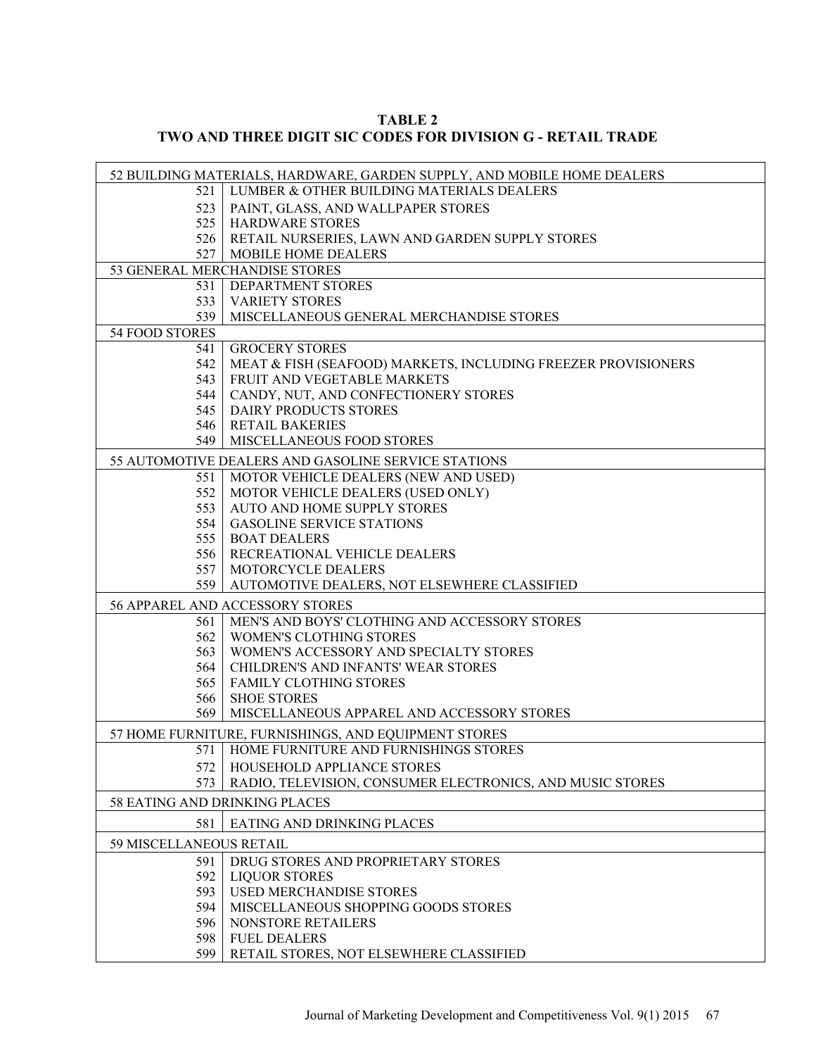**TABLE 2**
**TWO AND THREE DIGIT SIC CODES FOR DIVISION G - RETAIL TRADE**

| Code | Description |
|---|---|
| 52 BUILDING MATERIALS, HARDWARE, GARDEN SUPPLY, AND MOBILE HOME DEALERS | |
| 521 | LUMBER & OTHER BUILDING MATERIALS DEALERS |
| 523 | PAINT, GLASS, AND WALLPAPER STORES |
| 525 | HARDWARE STORES |
| 526 | RETAIL NURSERIES, LAWN AND GARDEN SUPPLY STORES |
| 527 | MOBILE HOME DEALERS |
| 53 GENERAL MERCHANDISE STORES | |
| 531 | DEPARTMENT STORES |
| 533 | VARIETY STORES |
| 539 | MISCELLANEOUS GENERAL MERCHANDISE STORES |
| 54 FOOD STORES | |
| 541 | GROCERY STORES |
| 542 | MEAT & FISH (SEAFOOD) MARKETS, INCLUDING FREEZER PROVISIONERS |
| 543 | FRUIT AND VEGETABLE MARKETS |
| 544 | CANDY, NUT, AND CONFECTIONERY STORES |
| 545 | DAIRY PRODUCTS STORES |
| 546 | RETAIL BAKERIES |
| 549 | MISCELLANEOUS FOOD STORES |
| 55 AUTOMOTIVE DEALERS AND GASOLINE SERVICE STATIONS | |
| 551 | MOTOR VEHICLE DEALERS (NEW AND USED) |
| 552 | MOTOR VEHICLE DEALERS (USED ONLY) |
| 553 | AUTO AND HOME SUPPLY STORES |
| 554 | GASOLINE SERVICE STATIONS |
| 555 | BOAT DEALERS |
| 556 | RECREATIONAL VEHICLE DEALERS |
| 557 | MOTORCYCLE DEALERS |
| 559 | AUTOMOTIVE DEALERS, NOT ELSEWHERE CLASSIFIED |
| 56 APPAREL AND ACCESSORY STORES | |
| 561 | MEN'S AND BOYS' CLOTHING AND ACCESSORY STORES |
| 562 | WOMEN'S CLOTHING STORES |
| 563 | WOMEN'S ACCESSORY AND SPECIALTY STORES |
| 564 | CHILDREN'S AND INFANTS' WEAR STORES |
| 565 | FAMILY CLOTHING STORES |
| 566 | SHOE STORES |
| 569 | MISCELLANEOUS APPAREL AND ACCESSORY STORES |
| 57 HOME FURNITURE, FURNISHINGS, AND EQUIPMENT STORES | |
| 571 | HOME FURNITURE AND FURNISHINGS STORES |
| 572 | HOUSEHOLD APPLIANCE STORES |
| 573 | RADIO, TELEVISION, CONSUMER ELECTRONICS, AND MUSIC STORES |
| 58 EATING AND DRINKING PLACES | |
| 581 | EATING AND DRINKING PLACES |
| 59 MISCELLANEOUS RETAIL | |
| 591 | DRUG STORES AND PROPRIETARY STORES |
| 592 | LIQUOR STORES |
| 593 | USED MERCHANDISE STORES |
| 594 | MISCELLANEOUS SHOPPING GOODS STORES |
| 596 | NONSTORE RETAILERS |
| 598 | FUEL DEALERS |
| 599 | RETAIL STORES, NOT ELSEWHERE CLASSIFIED |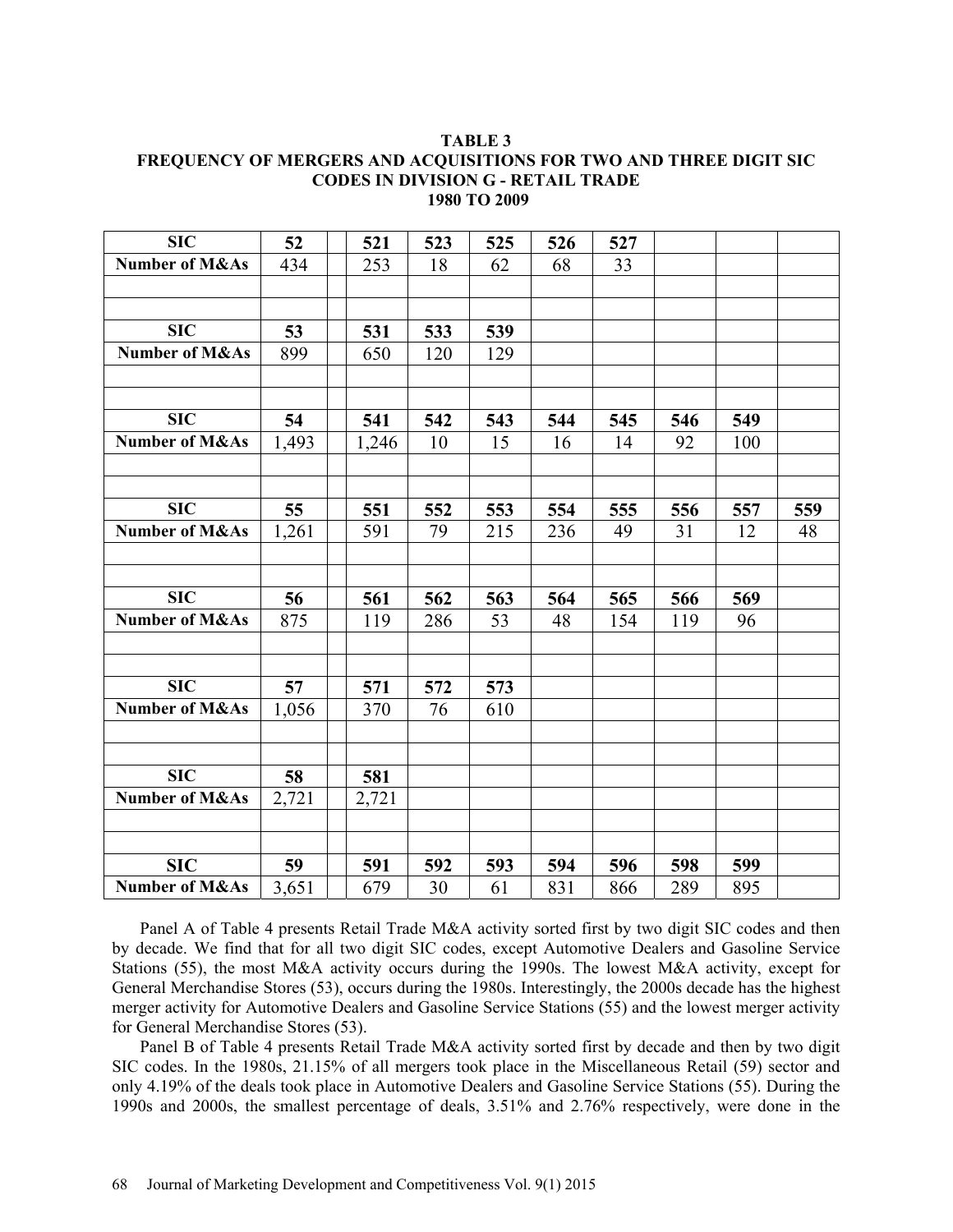**TABLE 3**
**FREQUENCY OF MERGERS AND ACQUISITIONS FOR TWO AND THREE DIGIT SIC CODES IN DIVISION G - RETAIL TRADE**
**1980 TO 2009**

| **SIC** | **52** | | **521** | **523** | **525** | **526** | **527** | | | |
|---|---|---|---|---|---|---|---|---|---|---|
| **Number of M&As** | 434 | | 253 | 18 | 62 | 68 | 33 | | | |
| | | | | | | | | | | |
| | | | | | | | | | | |
| **SIC** | **53** | | **531** | **533** | **539** | | | | | |
| **Number of M&As** | 899 | | 650 | 120 | 129 | | | | | |
| | | | | | | | | | | |
| | | | | | | | | | | |
| **SIC** | **54** | | **541** | **542** | **543** | **544** | **545** | **546** | **549** | |
| **Number of M&As** | 1,493 | | 1,246 | 10 | 15 | 16 | 14 | 92 | 100 | |
| | | | | | | | | | | |
| | | | | | | | | | | |
| **SIC** | **55** | | **551** | **552** | **553** | **554** | **555** | **556** | **557** | **559** |
| **Number of M&As** | 1,261 | | 591 | 79 | 215 | 236 | 49 | 31 | 12 | 48 |
| | | | | | | | | | | |
| | | | | | | | | | | |
| **SIC** | **56** | | **561** | **562** | **563** | **564** | **565** | **566** | **569** | |
| **Number of M&As** | 875 | | 119 | 286 | 53 | 48 | 154 | 119 | 96 | |
| | | | | | | | | | | |
| | | | | | | | | | | |
| **SIC** | **57** | | **571** | **572** | **573** | | | | | |
| **Number of M&As** | 1,056 | | 370 | 76 | 610 | | | | | |
| | | | | | | | | | | |
| | | | | | | | | | | |
| **SIC** | **58** | | **581** | | | | | | | |
| **Number of M&As** | 2,721 | | 2,721 | | | | | | | |
| | | | | | | | | | | |
| | | | | | | | | | | |
| **SIC** | **59** | | **591** | **592** | **593** | **594** | **596** | **598** | **599** | |
| **Number of M&As** | 3,651 | | 679 | 30 | 61 | 831 | 866 | 289 | 895 | |

Panel A of Table 4 presents Retail Trade M&A activity sorted first by two digit SIC codes and then by decade. We find that for all two digit SIC codes, except Automotive Dealers and Gasoline Service Stations (55), the most M&A activity occurs during the 1990s. The lowest M&A activity, except for General Merchandise Stores (53), occurs during the 1980s. Interestingly, the 2000s decade has the highest merger activity for Automotive Dealers and Gasoline Service Stations (55) and the lowest merger activity for General Merchandise Stores (53).

Panel B of Table 4 presents Retail Trade M&A activity sorted first by decade and then by two digit SIC codes. In the 1980s, 21.15% of all mergers took place in the Miscellaneous Retail (59) sector and only 4.19% of the deals took place in Automotive Dealers and Gasoline Service Stations (55). During the 1990s and 2000s, the smallest percentage of deals, 3.51% and 2.76% respectively, were done in the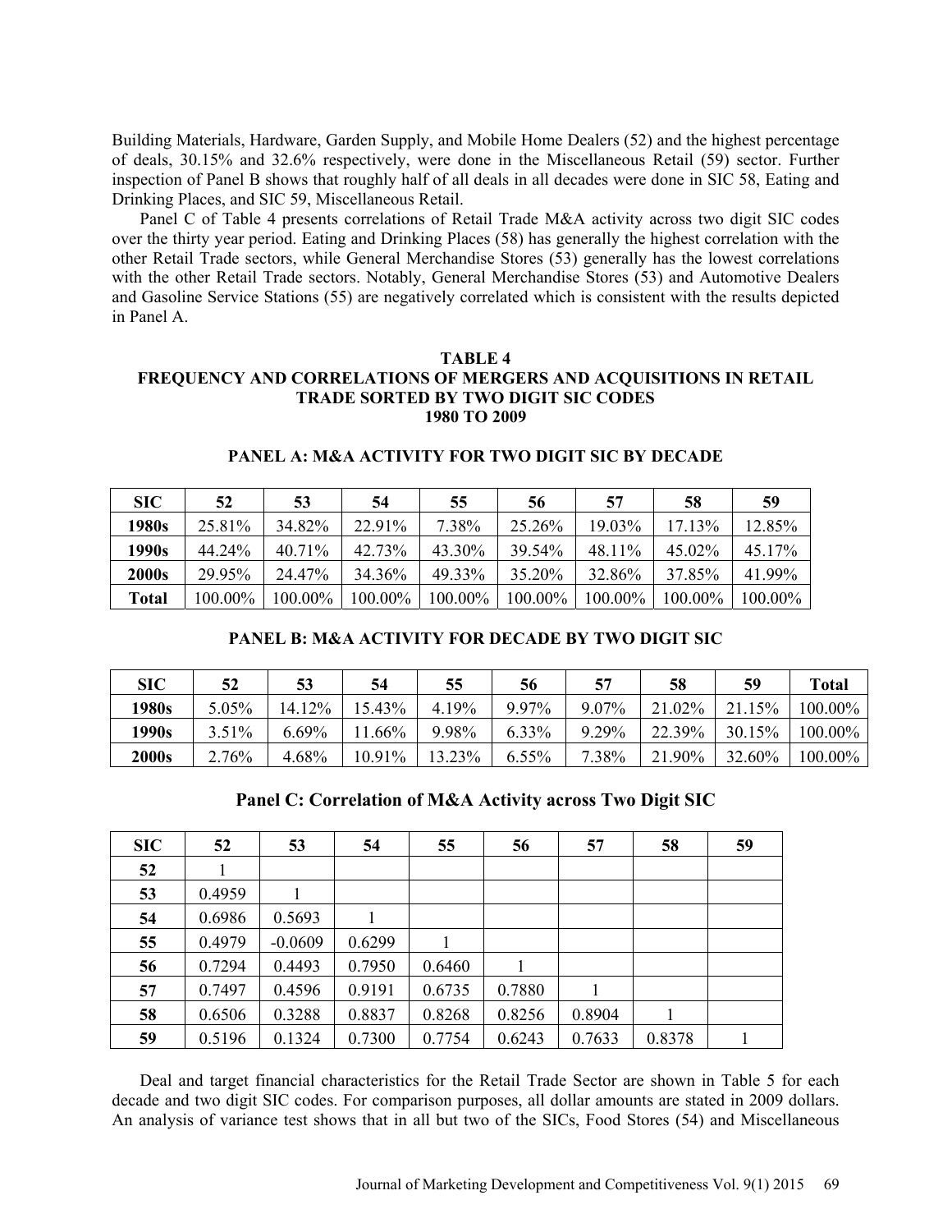Building Materials, Hardware, Garden Supply, and Mobile Home Dealers (52) and the highest percentage of deals, 30.15% and 32.6% respectively, were done in the Miscellaneous Retail (59) sector. Further inspection of Panel B shows that roughly half of all deals in all decades were done in SIC 58, Eating and Drinking Places, and SIC 59, Miscellaneous Retail.

Panel C of Table 4 presents correlations of Retail Trade M&A activity across two digit SIC codes over the thirty year period. Eating and Drinking Places (58) has generally the highest correlation with the other Retail Trade sectors, while General Merchandise Stores (53) generally has the lowest correlations with the other Retail Trade sectors. Notably, General Merchandise Stores (53) and Automotive Dealers and Gasoline Service Stations (55) are negatively correlated which is consistent with the results depicted in Panel A.

**TABLE 4**
**FREQUENCY AND CORRELATIONS OF MERGERS AND ACQUISITIONS IN RETAIL TRADE SORTED BY TWO DIGIT SIC CODES**
**1980 TO 2009**

**PANEL A: M&A ACTIVITY FOR TWO DIGIT SIC BY DECADE**

| SIC | 52 | 53 | 54 | 55 | 56 | 57 | 58 | 59 |
|---|---|---|---|---|---|---|---|---|
| **1980s** | 25.81% | 34.82% | 22.91% | 7.38% | 25.26% | 19.03% | 17.13% | 12.85% |
| **1990s** | 44.24% | 40.71% | 42.73% | 43.30% | 39.54% | 48.11% | 45.02% | 45.17% |
| **2000s** | 29.95% | 24.47% | 34.36% | 49.33% | 35.20% | 32.86% | 37.85% | 41.99% |
| **Total** | 100.00% | 100.00% | 100.00% | 100.00% | 100.00% | 100.00% | 100.00% | 100.00% |

**PANEL B: M&A ACTIVITY FOR DECADE BY TWO DIGIT SIC**

| SIC | 52 | 53 | 54 | 55 | 56 | 57 | 58 | 59 | Total |
|---|---|---|---|---|---|---|---|---|---|
| **1980s** | 5.05% | 14.12% | 15.43% | 4.19% | 9.97% | 9.07% | 21.02% | 21.15% | 100.00% |
| **1990s** | 3.51% | 6.69% | 11.66% | 9.98% | 6.33% | 9.29% | 22.39% | 30.15% | 100.00% |
| **2000s** | 2.76% | 4.68% | 10.91% | 13.23% | 6.55% | 7.38% | 21.90% | 32.60% | 100.00% |

**Panel C: Correlation of M&A Activity across Two Digit SIC**

| SIC | 52 | 53 | 54 | 55 | 56 | 57 | 58 | 59 |
|---|---|---|---|---|---|---|---|---|
| **52** | 1 | | | | | | | |
| **53** | 0.4959 | 1 | | | | | | |
| **54** | 0.6986 | 0.5693 | 1 | | | | | |
| **55** | 0.4979 | -0.0609 | 0.6299 | 1 | | | | |
| **56** | 0.7294 | 0.4493 | 0.7950 | 0.6460 | 1 | | | |
| **57** | 0.7497 | 0.4596 | 0.9191 | 0.6735 | 0.7880 | 1 | | |
| **58** | 0.6506 | 0.3288 | 0.8837 | 0.8268 | 0.8256 | 0.8904 | 1 | |
| **59** | 0.5196 | 0.1324 | 0.7300 | 0.7754 | 0.6243 | 0.7633 | 0.8378 | 1 |

Deal and target financial characteristics for the Retail Trade Sector are shown in Table 5 for each decade and two digit SIC codes. For comparison purposes, all dollar amounts are stated in 2009 dollars. An analysis of variance test shows that in all but two of the SICs, Food Stores (54) and Miscellaneous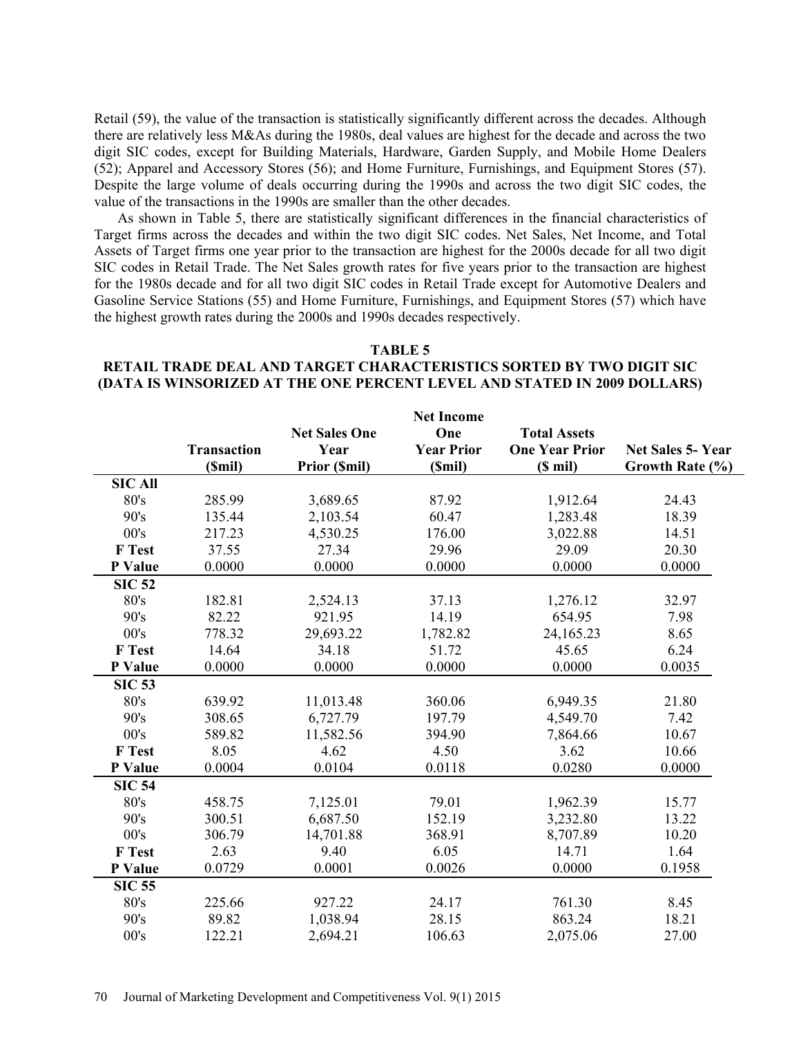Retail (59), the value of the transaction is statistically significantly different across the decades. Although there are relatively less M&As during the 1980s, deal values are highest for the decade and across the two digit SIC codes, except for Building Materials, Hardware, Garden Supply, and Mobile Home Dealers (52); Apparel and Accessory Stores (56); and Home Furniture, Furnishings, and Equipment Stores (57). Despite the large volume of deals occurring during the 1990s and across the two digit SIC codes, the value of the transactions in the 1990s are smaller than the other decades.

As shown in Table 5, there are statistically significant differences in the financial characteristics of Target firms across the decades and within the two digit SIC codes. Net Sales, Net Income, and Total Assets of Target firms one year prior to the transaction are highest for the 2000s decade for all two digit SIC codes in Retail Trade. The Net Sales growth rates for five years prior to the transaction are highest for the 1980s decade and for all two digit SIC codes in Retail Trade except for Automotive Dealers and Gasoline Service Stations (55) and Home Furniture, Furnishings, and Equipment Stores (57) which have the highest growth rates during the 2000s and 1990s decades respectively.

**TABLE 5**
**RETAIL TRADE DEAL AND TARGET CHARACTERISTICS SORTED BY TWO DIGIT SIC (DATA IS WINSORIZED AT THE ONE PERCENT LEVEL AND STATED IN 2009 DOLLARS)**

| | Transaction ($mil) | Net Sales One Year Prior ($mil) | Net Income One Year Prior ($mil) | Total Assets One Year Prior ($ mil) | Net Sales 5- Year Growth Rate (%) |
|---|---|---|---|---|---|
| **SIC All** | | | | | |
| 80's | 285.99 | 3,689.65 | 87.92 | 1,912.64 | 24.43 |
| 90's | 135.44 | 2,103.54 | 60.47 | 1,283.48 | 18.39 |
| 00's | 217.23 | 4,530.25 | 176.00 | 3,022.88 | 14.51 |
| **F Test** | 37.55 | 27.34 | 29.96 | 29.09 | 20.30 |
| **P Value** | 0.0000 | 0.0000 | 0.0000 | 0.0000 | 0.0000 |
| **SIC 52** | | | | | |
| 80's | 182.81 | 2,524.13 | 37.13 | 1,276.12 | 32.97 |
| 90's | 82.22 | 921.95 | 14.19 | 654.95 | 7.98 |
| 00's | 778.32 | 29,693.22 | 1,782.82 | 24,165.23 | 8.65 |
| **F Test** | 14.64 | 34.18 | 51.72 | 45.65 | 6.24 |
| **P Value** | 0.0000 | 0.0000 | 0.0000 | 0.0000 | 0.0035 |
| **SIC 53** | | | | | |
| 80's | 639.92 | 11,013.48 | 360.06 | 6,949.35 | 21.80 |
| 90's | 308.65 | 6,727.79 | 197.79 | 4,549.70 | 7.42 |
| 00's | 589.82 | 11,582.56 | 394.90 | 7,864.66 | 10.67 |
| **F Test** | 8.05 | 4.62 | 4.50 | 3.62 | 10.66 |
| **P Value** | 0.0004 | 0.0104 | 0.0118 | 0.0280 | 0.0000 |
| **SIC 54** | | | | | |
| 80's | 458.75 | 7,125.01 | 79.01 | 1,962.39 | 15.77 |
| 90's | 300.51 | 6,687.50 | 152.19 | 3,232.80 | 13.22 |
| 00's | 306.79 | 14,701.88 | 368.91 | 8,707.89 | 10.20 |
| **F Test** | 2.63 | 9.40 | 6.05 | 14.71 | 1.64 |
| **P Value** | 0.0729 | 0.0001 | 0.0026 | 0.0000 | 0.1958 |
| **SIC 55** | | | | | |
| 80's | 225.66 | 927.22 | 24.17 | 761.30 | 8.45 |
| 90's | 89.82 | 1,038.94 | 28.15 | 863.24 | 18.21 |
| 00's | 122.21 | 2,694.21 | 106.63 | 2,075.06 | 27.00 |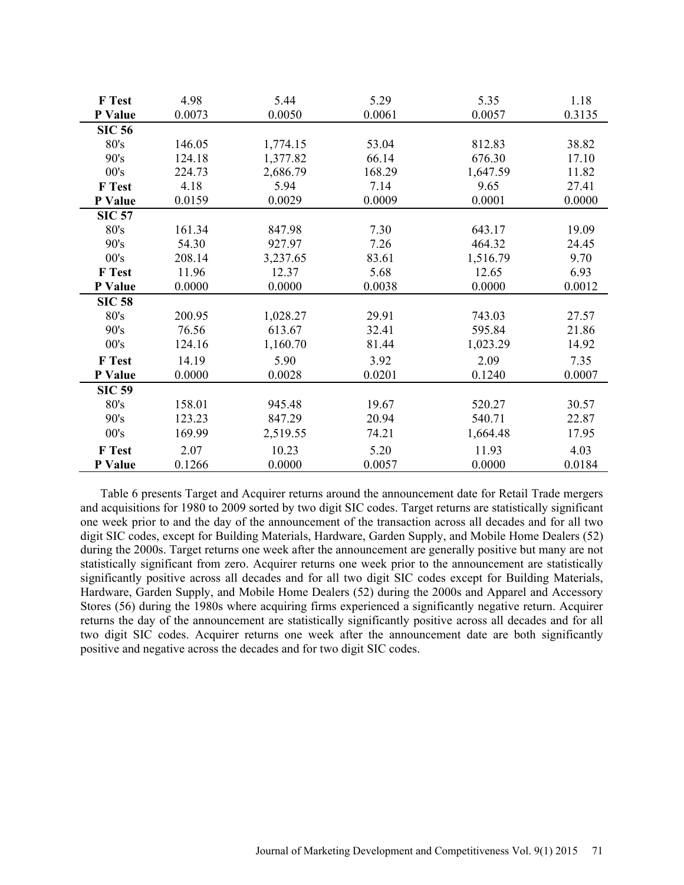| | | | | | |
|---|---|---|---|---|---|
| **F Test** | 4.98 | 5.44 | 5.29 | 5.35 | 1.18 |
| **P Value** | 0.0073 | 0.0050 | 0.0061 | 0.0057 | 0.3135 |
| **SIC 56** | | | | | |
| 80's | 146.05 | 1,774.15 | 53.04 | 812.83 | 38.82 |
| 90's | 124.18 | 1,377.82 | 66.14 | 676.30 | 17.10 |
| 00's | 224.73 | 2,686.79 | 168.29 | 1,647.59 | 11.82 |
| **F Test** | 4.18 | 5.94 | 7.14 | 9.65 | 27.41 |
| **P Value** | 0.0159 | 0.0029 | 0.0009 | 0.0001 | 0.0000 |
| **SIC 57** | | | | | |
| 80's | 161.34 | 847.98 | 7.30 | 643.17 | 19.09 |
| 90's | 54.30 | 927.97 | 7.26 | 464.32 | 24.45 |
| 00's | 208.14 | 3,237.65 | 83.61 | 1,516.79 | 9.70 |
| **F Test** | 11.96 | 12.37 | 5.68 | 12.65 | 6.93 |
| **P Value** | 0.0000 | 0.0000 | 0.0038 | 0.0000 | 0.0012 |
| **SIC 58** | | | | | |
| 80's | 200.95 | 1,028.27 | 29.91 | 743.03 | 27.57 |
| 90's | 76.56 | 613.67 | 32.41 | 595.84 | 21.86 |
| 00's | 124.16 | 1,160.70 | 81.44 | 1,023.29 | 14.92 |
| **F Test** | 14.19 | 5.90 | 3.92 | 2.09 | 7.35 |
| **P Value** | 0.0000 | 0.0028 | 0.0201 | 0.1240 | 0.0007 |
| **SIC 59** | | | | | |
| 80's | 158.01 | 945.48 | 19.67 | 520.27 | 30.57 |
| 90's | 123.23 | 847.29 | 20.94 | 540.71 | 22.87 |
| 00's | 169.99 | 2,519.55 | 74.21 | 1,664.48 | 17.95 |
| **F Test** | 2.07 | 10.23 | 5.20 | 11.93 | 4.03 |
| **P Value** | 0.1266 | 0.0000 | 0.0057 | 0.0000 | 0.0184 |

Table 6 presents Target and Acquirer returns around the announcement date for Retail Trade mergers and acquisitions for 1980 to 2009 sorted by two digit SIC codes. Target returns are statistically significant one week prior to and the day of the announcement of the transaction across all decades and for all two digit SIC codes, except for Building Materials, Hardware, Garden Supply, and Mobile Home Dealers (52) during the 2000s. Target returns one week after the announcement are generally positive but many are not statistically significant from zero. Acquirer returns one week prior to the announcement are statistically significantly positive across all decades and for all two digit SIC codes except for Building Materials, Hardware, Garden Supply, and Mobile Home Dealers (52) during the 2000s and Apparel and Accessory Stores (56) during the 1980s where acquiring firms experienced a significantly negative return. Acquirer returns the day of the announcement are statistically significantly positive across all decades and for all two digit SIC codes. Acquirer returns one week after the announcement date are both significantly positive and negative across the decades and for two digit SIC codes.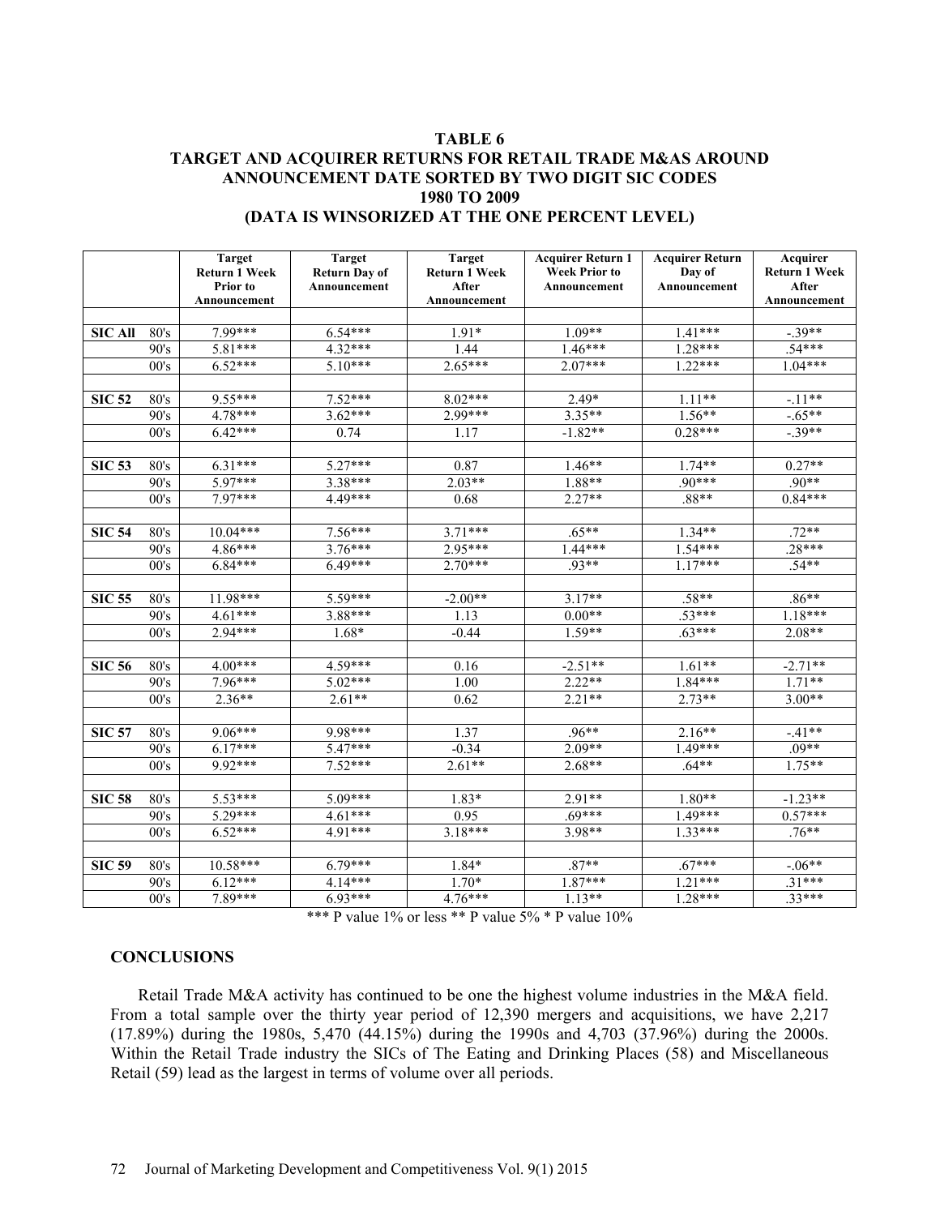**TABLE 6**
**TARGET AND ACQUIRER RETURNS FOR RETAIL TRADE M&AS AROUND ANNOUNCEMENT DATE SORTED BY TWO DIGIT SIC CODES**
**1980 TO 2009**
**(DATA IS WINSORIZED AT THE ONE PERCENT LEVEL)**

| | | Target Return 1 Week Prior to Announcement | Target Return Day of Announcement | Target Return 1 Week After Announcement | Acquirer Return 1 Week Prior to Announcement | Acquirer Return Day of Announcement | Acquirer Return 1 Week After Announcement |
|---|---|---|---|---|---|---|---|
| **SIC All** | 80's | 7.99*** | 6.54*** | 1.91* | 1.09** | 1.41*** | -.39** |
| | 90's | 5.81*** | 4.32*** | 1.44 | 1.46*** | 1.28*** | .54*** |
| | 00's | 6.52*** | 5.10*** | 2.65*** | 2.07*** | 1.22*** | 1.04*** |
| **SIC 52** | 80's | 9.55*** | 7.52*** | 8.02*** | 2.49* | 1.11** | -.11** |
| | 90's | 4.78*** | 3.62*** | 2.99*** | 3.35** | 1.56** | -.65** |
| | 00's | 6.42*** | 0.74 | 1.17 | -1.82** | 0.28*** | -.39** |
| **SIC 53** | 80's | 6.31*** | 5.27*** | 0.87 | 1.46** | 1.74** | 0.27** |
| | 90's | 5.97*** | 3.38*** | 2.03** | 1.88** | .90*** | .90** |
| | 00's | 7.97*** | 4.49*** | 0.68 | 2.27** | .88** | 0.84*** |
| **SIC 54** | 80's | 10.04*** | 7.56*** | 3.71*** | .65** | 1.34** | .72** |
| | 90's | 4.86*** | 3.76*** | 2.95*** | 1.44*** | 1.54*** | .28*** |
| | 00's | 6.84*** | 6.49*** | 2.70*** | .93** | 1.17*** | .54** |
| **SIC 55** | 80's | 11.98*** | 5.59*** | -2.00** | 3.17** | .58** | .86** |
| | 90's | 4.61*** | 3.88*** | 1.13 | 0.00** | .53*** | 1.18*** |
| | 00's | 2.94*** | 1.68* | -0.44 | 1.59** | .63*** | 2.08** |
| **SIC 56** | 80's | 4.00*** | 4.59*** | 0.16 | -2.51** | 1.61** | -2.71** |
| | 90's | 7.96*** | 5.02*** | 1.00 | 2.22** | 1.84*** | 1.71** |
| | 00's | 2.36** | 2.61** | 0.62 | 2.21** | 2.73** | 3.00** |
| **SIC 57** | 80's | 9.06*** | 9.98*** | 1.37 | .96** | 2.16** | -.41** |
| | 90's | 6.17*** | 5.47*** | -0.34 | 2.09** | 1.49*** | .09** |
| | 00's | 9.92*** | 7.52*** | 2.61** | 2.68** | .64** | 1.75** |
| **SIC 58** | 80's | 5.53*** | 5.09*** | 1.83* | 2.91** | 1.80** | -1.23** |
| | 90's | 5.29*** | 4.61*** | 0.95 | .69*** | 1.49*** | 0.57*** |
| | 00's | 6.52*** | 4.91*** | 3.18*** | 3.98** | 1.33*** | .76** |
| **SIC 59** | 80's | 10.58*** | 6.79*** | 1.84* | .87** | .67*** | -.06** |
| | 90's | 6.12*** | 4.14*** | 1.70* | 1.87*** | 1.21*** | .31*** |
| | 00's | 7.89*** | 6.93*** | 4.76*** | 1.13** | 1.28*** | .33*** |

*** P value 1% or less ** P value 5% * P value 10%

## CONCLUSIONS

Retail Trade M&A activity has continued to be one the highest volume industries in the M&A field. From a total sample over the thirty year period of 12,390 mergers and acquisitions, we have 2,217 (17.89%) during the 1980s, 5,470 (44.15%) during the 1990s and 4,703 (37.96%) during the 2000s. Within the Retail Trade industry the SICs of The Eating and Drinking Places (58) and Miscellaneous Retail (59) lead as the largest in terms of volume over all periods.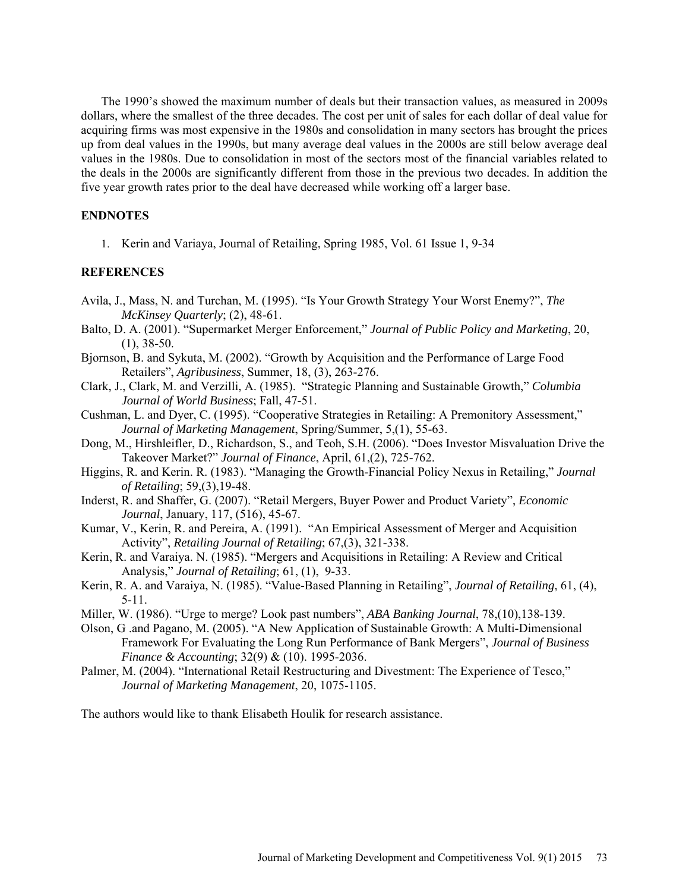The 1990's showed the maximum number of deals but their transaction values, as measured in 2009s dollars, where the smallest of the three decades. The cost per unit of sales for each dollar of deal value for acquiring firms was most expensive in the 1980s and consolidation in many sectors has brought the prices up from deal values in the 1990s, but many average deal values in the 2000s are still below average deal values in the 1980s. Due to consolidation in most of the sectors most of the financial variables related to the deals in the 2000s are significantly different from those in the previous two decades. In addition the five year growth rates prior to the deal have decreased while working off a larger base.

## ENDNOTES

1. Kerin and Variaya, Journal of Retailing, Spring 1985, Vol. 61 Issue 1, 9-34

## REFERENCES

Avila, J., Mass, N. and Turchan, M. (1995). "Is Your Growth Strategy Your Worst Enemy?", *The McKinsey Quarterly*; (2), 48-61.

Balto, D. A. (2001). "Supermarket Merger Enforcement," *Journal of Public Policy and Marketing*, 20, (1), 38-50.

Bjornson, B. and Sykuta, M. (2002). "Growth by Acquisition and the Performance of Large Food Retailers", *Agribusiness*, Summer, 18, (3), 263-276.

Clark, J., Clark, M. and Verzilli, A. (1985). "Strategic Planning and Sustainable Growth," *Columbia Journal of World Business*; Fall, 47-51.

Cushman, L. and Dyer, C. (1995). "Cooperative Strategies in Retailing: A Premonitory Assessment," *Journal of Marketing Management*, Spring/Summer, 5,(1), 55-63.

Dong, M., Hirshleifler, D., Richardson, S., and Teoh, S.H. (2006). "Does Investor Misvaluation Drive the Takeover Market?" *Journal of Finance*, April, 61,(2), 725-762.

Higgins, R. and Kerin. R. (1983). "Managing the Growth-Financial Policy Nexus in Retailing," *Journal of Retailing*; 59,(3),19-48.

Inderst, R. and Shaffer, G. (2007). "Retail Mergers, Buyer Power and Product Variety", *Economic Journal*, January, 117, (516), 45-67.

Kumar, V., Kerin, R. and Pereira, A. (1991). "An Empirical Assessment of Merger and Acquisition Activity", *Retailing Journal of Retailing*; 67,(3), 321-338.

Kerin, R. and Varaiya. N. (1985). "Mergers and Acquisitions in Retailing: A Review and Critical Analysis," *Journal of Retailing*; 61, (1), 9-33.

Kerin, R. A. and Varaiya, N. (1985). "Value-Based Planning in Retailing", *Journal of Retailing*, 61, (4), 5-11.

Miller, W. (1986). "Urge to merge? Look past numbers", *ABA Banking Journal*, 78,(10),138-139.

Olson, G .and Pagano, M. (2005). "A New Application of Sustainable Growth: A Multi-Dimensional Framework For Evaluating the Long Run Performance of Bank Mergers", *Journal of Business Finance & Accounting*; 32(9) & (10). 1995-2036.

Palmer, M. (2004). "International Retail Restructuring and Divestment: The Experience of Tesco," *Journal of Marketing Management*, 20, 1075-1105.

The authors would like to thank Elisabeth Houlik for research assistance.